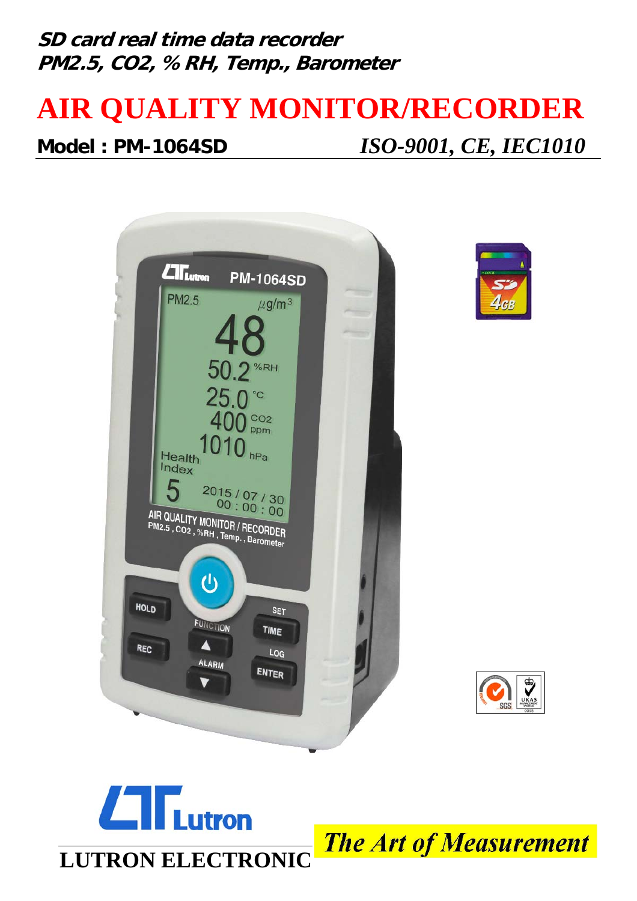**SD card real time data recorder**
**PM2.5, $CO_2$, % RH, Temp., Barometer**

# AIR QUALITY MONITOR/RECORDER

**Model : PM-1064SD** *ISO-9001, CE, IEC1010*

LUTRON ELECTRONIC

*The Art of Measurement*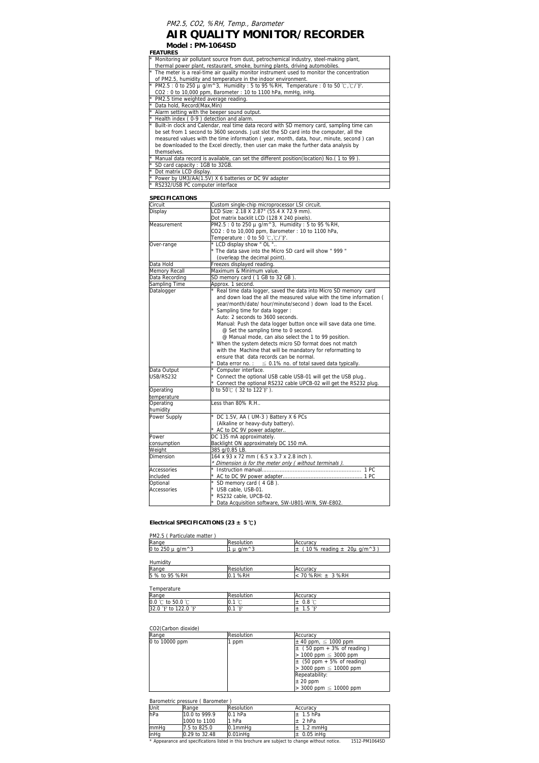*PM2.5, CO2, %RH, Temp., Barometer*

# AIR QUALITY MONITOR/RECORDER

**Model : PM-1064SD**

## FEATURES

| |
|---|
| * Monitoring air pollutant source from dust, petrochemical industry, steel-making plant, thermal power plant, restaurant, smoke, burning plants, driving automobiles. |
| * The meter is a real-time air quality monitor instrument used to monitor the concentration of PM2.5, humidity and temperature in the indoor environment. |
| * PM2.5 : 0 to 250 µ g/m^3, Humidity : 5 to 95 %RH, Temperature : 0 to 50 ℃,℃/℉. CO2 : 0 to 10,000 ppm, Barometer : 10 to 1100 hPa, mmHg, inHg. |
| * PM2.5 time weighted average reading. |
| * Data hold, Record(Max,Min) |
| * Alarm setting with the beeper sound output. |
| * Health index ( 0-9 ) detection and alarm. |
| * Built-in clock and Calendar, real time data record with SD memory card, sampling time can be set from 1 second to 3600 seconds. Just slot the SD card into the computer, all the measured values with the time information ( year, month, data, hour, minute, second ) can be downloaded to the Excel directly, then user can make the further data analysis by themselves. |
| * Manual data record is available, can set the different position(location) No.( 1 to 99 ). |
| * SD card capacity : 1GB to 32GB. |
| * Dot matrix LCD display. |
| * Power by UM3/AA(1.5V) X 6 batteries or DC 9V adapter |
| * RS232/USB PC computer interface |

## SPECIFICATIONS

| | |
|---|---|
| Circuit | Custom single-chip microprocessor LSI circuit. |
| Display | LCD Size: 2.18 X 2.87" (55.4 X 72.9 mm).<br>Dot matrix backlit LCD (128 X 240 pixels). |
| Measurement | PM2.5 : 0 to 250 µ g/m^3, Humidity : 5 to 95 %RH,<br>CO2 : 0 to 10,000 ppm, Barometer : 10 to 1100 hPa,<br>Temperature : 0 to 50 ℃,℃/℉. |
| Over-range | * LCD display show " OL "..<br>* The data save into the Micro SD card will show " 999 "<br>(overleap the decimal point). |
| Data Hold | Freezes displayed reading. |
| Memory Recall | Maximum & Minimum value. |
| Data Recording | SD memory card ( 1 GB to 32 GB ). |
| Sampling Time | Approx. 1 second. |
| Datalogger | * Real time data logger, saved the data into Micro SD memory card and down load the all the measured value with the time information ( year/month/date/ hour/minute/second ) down load to the Excel.<br>* Sampling time for data logger :<br>Auto: 2 seconds to 3600 seconds.<br>Manual: Push the data logger button once will save data one time.<br>@ Set the sampling time to 0 second.<br>@ Manual mode, can also select the 1 to 99 position.<br>* When the system detects micro SD format does not match with the Machine that will be mandatory for reformatting to ensure that data records can be normal.<br>* Data error no. : ≦ 0.1% no. of total saved data typically. |
| Data Output<br>USB/RS232 | * Computer interface.<br>* Connect the optional USB cable USB-01 will get the USB plug..<br>* Connect the optional RS232 cable UPCB-02 will get the RS232 plug. |
| Operating temperature | 0 to 50℃ ( 32 to 122℉ ). |
| Operating humidity | Less than 80% R.H.. |
| Power Supply | * DC 1.5V, AA ( UM-3 ) Battery X 6 PCs<br>(Alkaline or heavy-duty battery).<br>* AC to DC 9V power adapter.. |
| Power consumption | DC 135 mA approximately.<br>Backlight ON approximately DC 150 mA. |
| Weight | 385 g/0.85 LB. |
| Dimension | 164 x 93 x 72 mm ( 6.5 x 3.7 x 2.8 inch ).<br>*\* Dimension is for the meter only ( without terminals ).* |
| Accessories included | * Instruction manual.............................................................. 1 PC<br>* AC to DC 9V power adapter................................................ 1 PC |
| Optional Accessories | * SD memory card ( 4 GB ).<br>* USB cable, USB-01.<br>* RS232 cable, UPCB-02.<br>* Data Acquisition software, SW-U801-WIN, SW-E802. |

## Electrical SPECIFICATIONS (23 ± 5 ℃)

PM2.5 ( Particulate matter )

| Range | Resolution | Accuracy |
|---|---|---|
| 0 to 250 µ g/m^3 | 1 µ g/m^3 | ± ( 10 % reading ± 20µ g/m^3 ) |

Humidity

| Range | Resolution | Accuracy |
|---|---|---|
| 5 % to 95 %RH | 0.1 %RH | < 70 %RH: ± 3 %RH |

Temperature

| Range | Resolution | Accuracy |
|---|---|---|
| 0.0 ℃ to 50.0 ℃ | 0.1 ℃ | ± 0.8 ℃ |
| 32.0 ℉ to 122.0 ℉ | 0.1 ℉ | ± 1.5 ℉ |

CO2(Carbon dioxide)

| Range | Resolution | Accuracy |
|---|---|---|
| 0 to 10000 ppm | 1 ppm | ± 40 ppm, ≦ 1000 ppm |
| | | ± ( 50 ppm + 3% of reading )<br>> 1000 ppm ≦ 3000 ppm |
| | | ± (50 ppm + 5% of reading)<br>> 3000 ppm ≦ 10000 ppm |
| | | Repeatability:<br>± 20 ppm<br>> 3000 ppm ≦ 10000 ppm |

Barometric pressure ( Barometer )

| Unit | Range | Resolution | Accuracy |
|---|---|---|---|
| hPa | 10.0 to 999.9 | 0.1 hPa | ± 1.5 hPa |
| | 1000 to 1100 | 1 hPa | ± 2 hPa |
| mmHg | 7.5 to 825.0 | 0.1mmHg | ± 1.2 mmHg |
| inHg | 0.29 to 32.48 | 0.01inHg | ± 0.05 inHg |

* Appearance and specifications listed in this brochure are subject to change without notice. 1512-PM1064SD